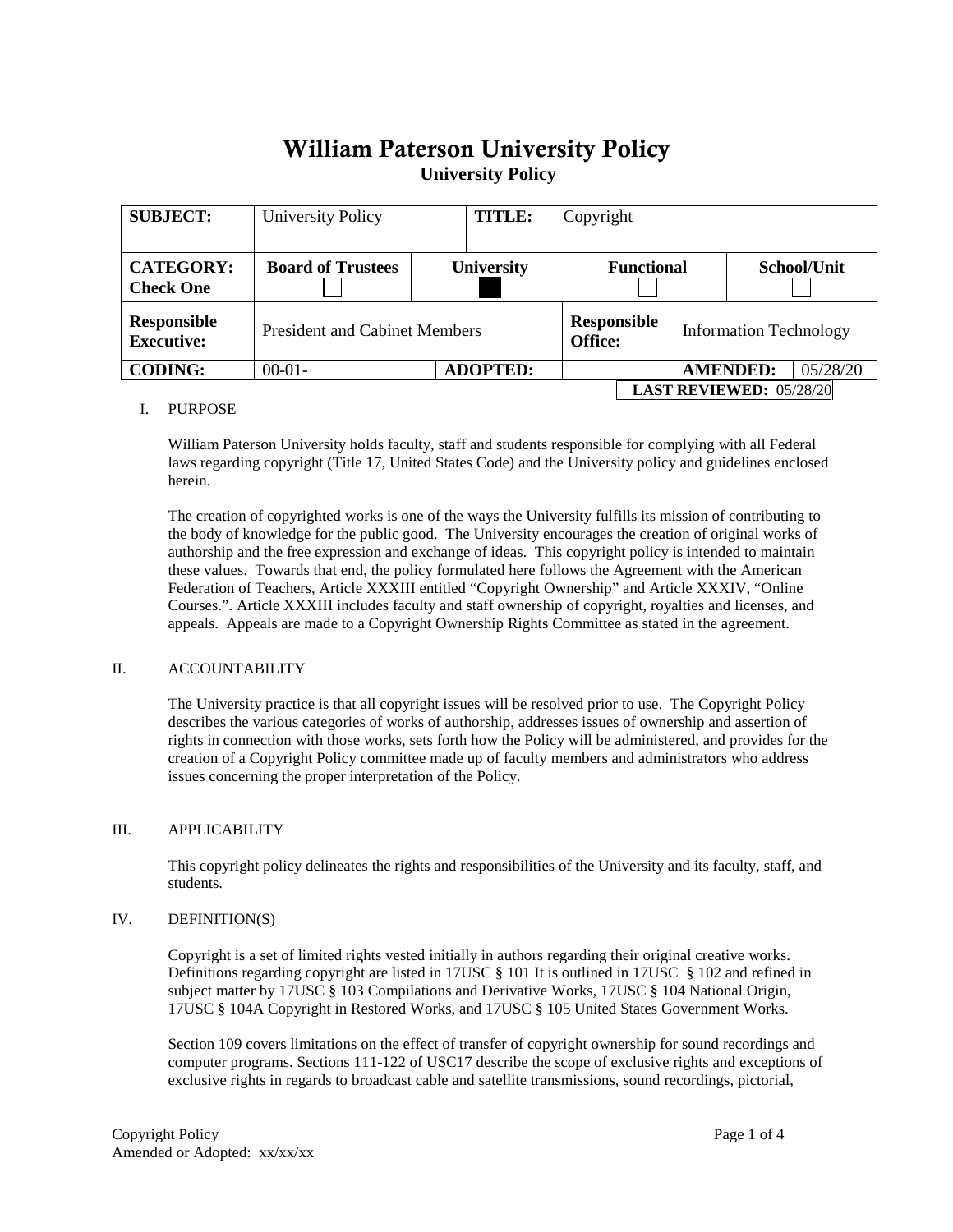# William Paterson University Policy

## University Policy

| SUBJECT: | University Policy | | TITLE: | Copyright | | |
|---|---|---|---|---|---|---|
| **CATEGORY: Check One** | **Board of Trustees** ☐ | **University** ■ | | **Functional** ☐ | **School/Unit** ☐ | |
| **Responsible Executive:** | President and Cabinet Members | | **Responsible Office:** | Information Technology | | |
| **CODING:** | 00-01- | **ADOPTED:** | | **AMENDED:** | 05/28/20 | |
| | | | | **LAST REVIEWED:** 05/28/20 | | |

I. PURPOSE

William Paterson University holds faculty, staff and students responsible for complying with all Federal laws regarding copyright (Title 17, United States Code) and the University policy and guidelines enclosed herein.

The creation of copyrighted works is one of the ways the University fulfills its mission of contributing to the body of knowledge for the public good. The University encourages the creation of original works of authorship and the free expression and exchange of ideas. This copyright policy is intended to maintain these values. Towards that end, the policy formulated here follows the Agreement with the American Federation of Teachers, Article XXXIII entitled "Copyright Ownership" and Article XXXIV, "Online Courses.". Article XXXIII includes faculty and staff ownership of copyright, royalties and licenses, and appeals. Appeals are made to a Copyright Ownership Rights Committee as stated in the agreement.

II. ACCOUNTABILITY

The University practice is that all copyright issues will be resolved prior to use. The Copyright Policy describes the various categories of works of authorship, addresses issues of ownership and assertion of rights in connection with those works, sets forth how the Policy will be administered, and provides for the creation of a Copyright Policy committee made up of faculty members and administrators who address issues concerning the proper interpretation of the Policy.

III. APPLICABILITY

This copyright policy delineates the rights and responsibilities of the University and its faculty, staff, and students.

IV. DEFINITION(S)

Copyright is a set of limited rights vested initially in authors regarding their original creative works. Definitions regarding copyright are listed in 17USC § 101 It is outlined in 17USC § 102 and refined in subject matter by 17USC § 103 Compilations and Derivative Works, 17USC § 104 National Origin, 17USC § 104A Copyright in Restored Works, and 17USC § 105 United States Government Works.

Section 109 covers limitations on the effect of transfer of copyright ownership for sound recordings and computer programs. Sections 111-122 of USC17 describe the scope of exclusive rights and exceptions of exclusive rights in regards to broadcast cable and satellite transmissions, sound recordings, pictorial,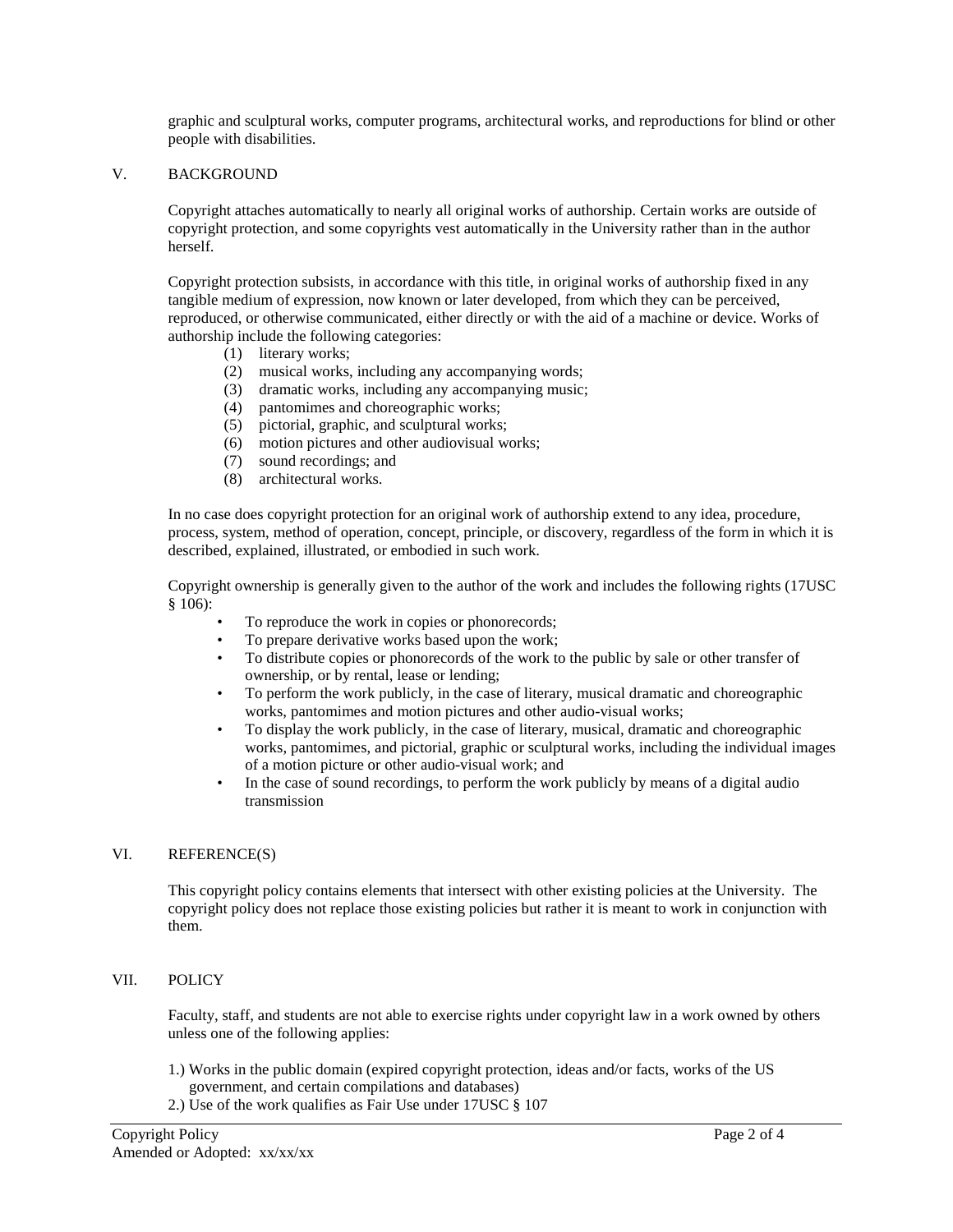graphic and sculptural works, computer programs, architectural works, and reproductions for blind or other people with disabilities.

## V. BACKGROUND

Copyright attaches automatically to nearly all original works of authorship. Certain works are outside of copyright protection, and some copyrights vest automatically in the University rather than in the author herself.

Copyright protection subsists, in accordance with this title, in original works of authorship fixed in any tangible medium of expression, now known or later developed, from which they can be perceived, reproduced, or otherwise communicated, either directly or with the aid of a machine or device. Works of authorship include the following categories:

(1) literary works;
(2) musical works, including any accompanying words;
(3) dramatic works, including any accompanying music;
(4) pantomimes and choreographic works;
(5) pictorial, graphic, and sculptural works;
(6) motion pictures and other audiovisual works;
(7) sound recordings; and
(8) architectural works.

In no case does copyright protection for an original work of authorship extend to any idea, procedure, process, system, method of operation, concept, principle, or discovery, regardless of the form in which it is described, explained, illustrated, or embodied in such work.

Copyright ownership is generally given to the author of the work and includes the following rights (17USC § 106):

- To reproduce the work in copies or phonorecords;
- To prepare derivative works based upon the work;
- To distribute copies or phonorecords of the work to the public by sale or other transfer of ownership, or by rental, lease or lending;
- To perform the work publicly, in the case of literary, musical dramatic and choreographic works, pantomimes and motion pictures and other audio-visual works;
- To display the work publicly, in the case of literary, musical, dramatic and choreographic works, pantomimes, and pictorial, graphic or sculptural works, including the individual images of a motion picture or other audio-visual work; and
- In the case of sound recordings, to perform the work publicly by means of a digital audio transmission

## VI. REFERENCE(S)

This copyright policy contains elements that intersect with other existing policies at the University. The copyright policy does not replace those existing policies but rather it is meant to work in conjunction with them.

## VII. POLICY

Faculty, staff, and students are not able to exercise rights under copyright law in a work owned by others unless one of the following applies:

1.) Works in the public domain (expired copyright protection, ideas and/or facts, works of the US government, and certain compilations and databases)
2.) Use of the work qualifies as Fair Use under 17USC § 107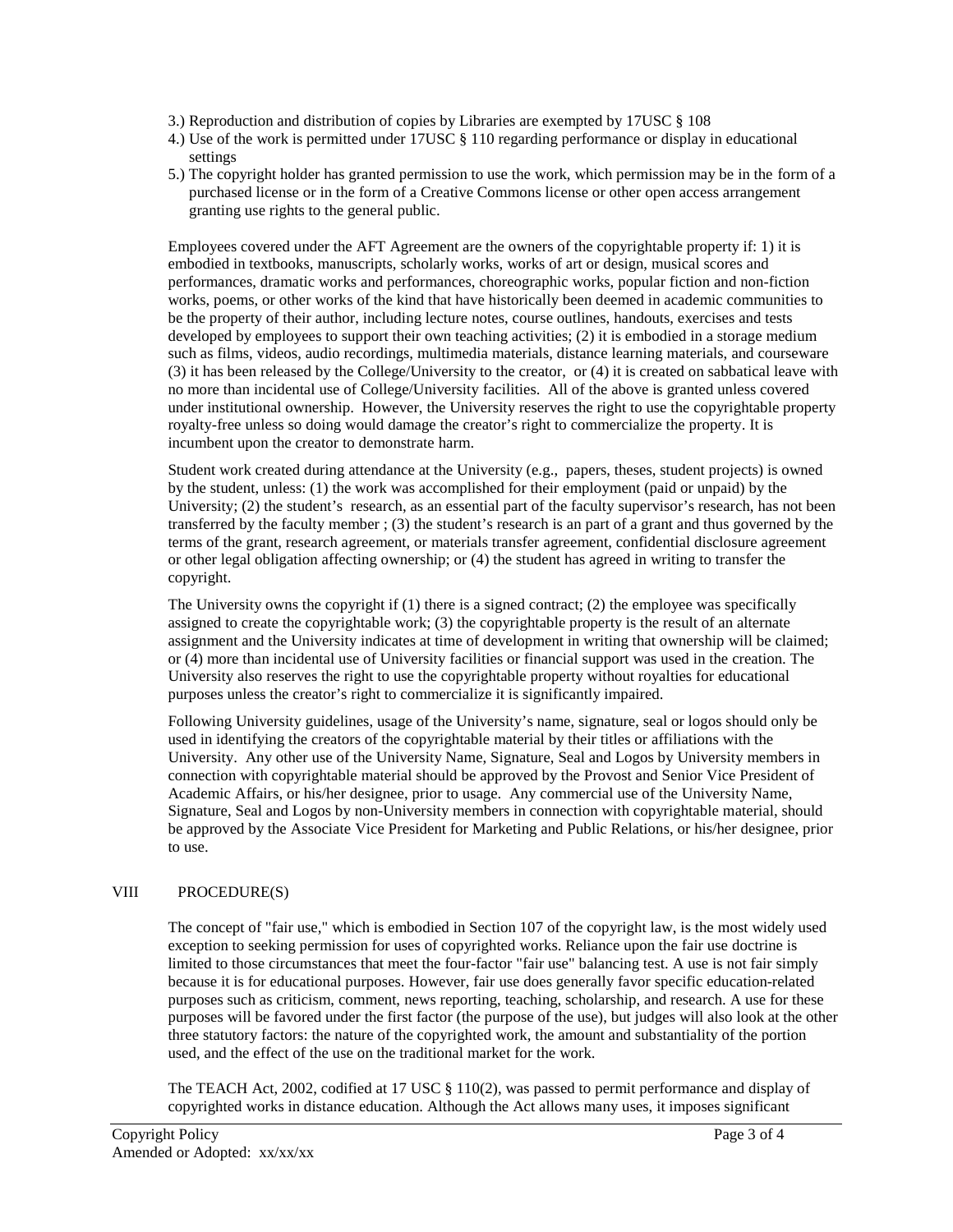3.) Reproduction and distribution of copies by Libraries are exempted by 17USC § 108
4.) Use of the work is permitted under 17USC § 110 regarding performance or display in educational settings
5.) The copyright holder has granted permission to use the work, which permission may be in the form of a purchased license or in the form of a Creative Commons license or other open access arrangement granting use rights to the general public.

Employees covered under the AFT Agreement are the owners of the copyrightable property if: 1) it is embodied in textbooks, manuscripts, scholarly works, works of art or design, musical scores and performances, dramatic works and performances, choreographic works, popular fiction and non-fiction works, poems, or other works of the kind that have historically been deemed in academic communities to be the property of their author, including lecture notes, course outlines, handouts, exercises and tests developed by employees to support their own teaching activities; (2) it is embodied in a storage medium such as films, videos, audio recordings, multimedia materials, distance learning materials, and courseware (3) it has been released by the College/University to the creator, or (4) it is created on sabbatical leave with no more than incidental use of College/University facilities. All of the above is granted unless covered under institutional ownership. However, the University reserves the right to use the copyrightable property royalty-free unless so doing would damage the creator's right to commercialize the property. It is incumbent upon the creator to demonstrate harm.

Student work created during attendance at the University (e.g., papers, theses, student projects) is owned by the student, unless: (1) the work was accomplished for their employment (paid or unpaid) by the University; (2) the student's research, as an essential part of the faculty supervisor's research, has not been transferred by the faculty member ; (3) the student's research is an part of a grant and thus governed by the terms of the grant, research agreement, or materials transfer agreement, confidential disclosure agreement or other legal obligation affecting ownership; or (4) the student has agreed in writing to transfer the copyright.

The University owns the copyright if (1) there is a signed contract; (2) the employee was specifically assigned to create the copyrightable work; (3) the copyrightable property is the result of an alternate assignment and the University indicates at time of development in writing that ownership will be claimed; or (4) more than incidental use of University facilities or financial support was used in the creation. The University also reserves the right to use the copyrightable property without royalties for educational purposes unless the creator's right to commercialize it is significantly impaired.

Following University guidelines, usage of the University's name, signature, seal or logos should only be used in identifying the creators of the copyrightable material by their titles or affiliations with the University. Any other use of the University Name, Signature, Seal and Logos by University members in connection with copyrightable material should be approved by the Provost and Senior Vice President of Academic Affairs, or his/her designee, prior to usage. Any commercial use of the University Name, Signature, Seal and Logos by non-University members in connection with copyrightable material, should be approved by the Associate Vice President for Marketing and Public Relations, or his/her designee, prior to use.

## VIII PROCEDURE(S)

The concept of "fair use," which is embodied in Section 107 of the copyright law, is the most widely used exception to seeking permission for uses of copyrighted works. Reliance upon the fair use doctrine is limited to those circumstances that meet the four-factor "fair use" balancing test. A use is not fair simply because it is for educational purposes. However, fair use does generally favor specific education-related purposes such as criticism, comment, news reporting, teaching, scholarship, and research. A use for these purposes will be favored under the first factor (the purpose of the use), but judges will also look at the other three statutory factors: the nature of the copyrighted work, the amount and substantiality of the portion used, and the effect of the use on the traditional market for the work.

The TEACH Act, 2002, codified at 17 USC § 110(2), was passed to permit performance and display of copyrighted works in distance education. Although the Act allows many uses, it imposes significant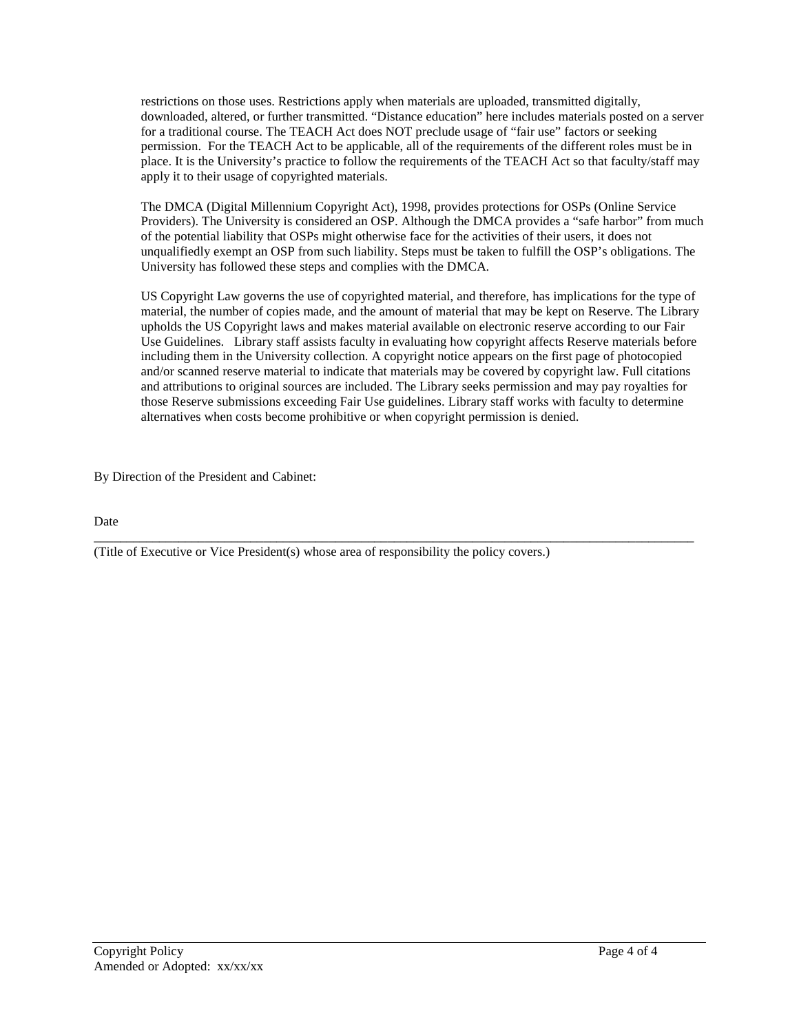restrictions on those uses. Restrictions apply when materials are uploaded, transmitted digitally, downloaded, altered, or further transmitted. "Distance education" here includes materials posted on a server for a traditional course. The TEACH Act does NOT preclude usage of "fair use" factors or seeking permission. For the TEACH Act to be applicable, all of the requirements of the different roles must be in place. It is the University's practice to follow the requirements of the TEACH Act so that faculty/staff may apply it to their usage of copyrighted materials.

The DMCA (Digital Millennium Copyright Act), 1998, provides protections for OSPs (Online Service Providers). The University is considered an OSP. Although the DMCA provides a "safe harbor" from much of the potential liability that OSPs might otherwise face for the activities of their users, it does not unqualifiedly exempt an OSP from such liability. Steps must be taken to fulfill the OSP's obligations. The University has followed these steps and complies with the DMCA.

US Copyright Law governs the use of copyrighted material, and therefore, has implications for the type of material, the number of copies made, and the amount of material that may be kept on Reserve. The Library upholds the US Copyright laws and makes material available on electronic reserve according to our Fair Use Guidelines. Library staff assists faculty in evaluating how copyright affects Reserve materials before including them in the University collection. A copyright notice appears on the first page of photocopied and/or scanned reserve material to indicate that materials may be covered by copyright law. Full citations and attributions to original sources are included. The Library seeks permission and may pay royalties for those Reserve submissions exceeding Fair Use guidelines. Library staff works with faculty to determine alternatives when costs become prohibitive or when copyright permission is denied.

By Direction of the President and Cabinet:

Date

\_\_\_\_\_\_\_\_\_\_\_\_\_\_\_\_\_\_\_\_\_\_\_\_\_\_\_\_\_\_\_\_\_\_\_\_\_\_\_\_\_\_\_\_\_\_\_\_\_\_\_\_\_\_\_\_\_\_\_\_\_\_\_\_\_\_\_\_\_\_\_\_\_\_\_\_

(Title of Executive or Vice President(s) whose area of responsibility the policy covers.)

Copyright Policy
Amended or Adopted: xx/xx/xx